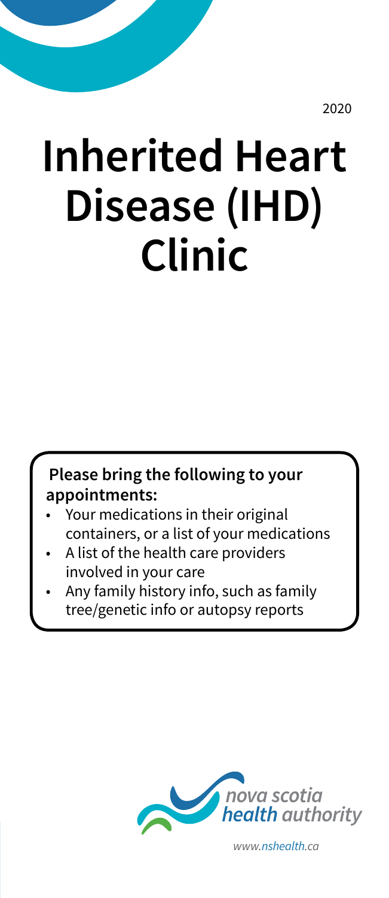2020

# Inherited Heart Disease (IHD) Clinic

**Please bring the following to your appointments:**

- Your medications in their original containers, or a list of your medications
- A list of the health care providers involved in your care
- Any family history info, such as family tree/genetic info or autopsy reports

nova scotia health authority

*www.nshealth.ca*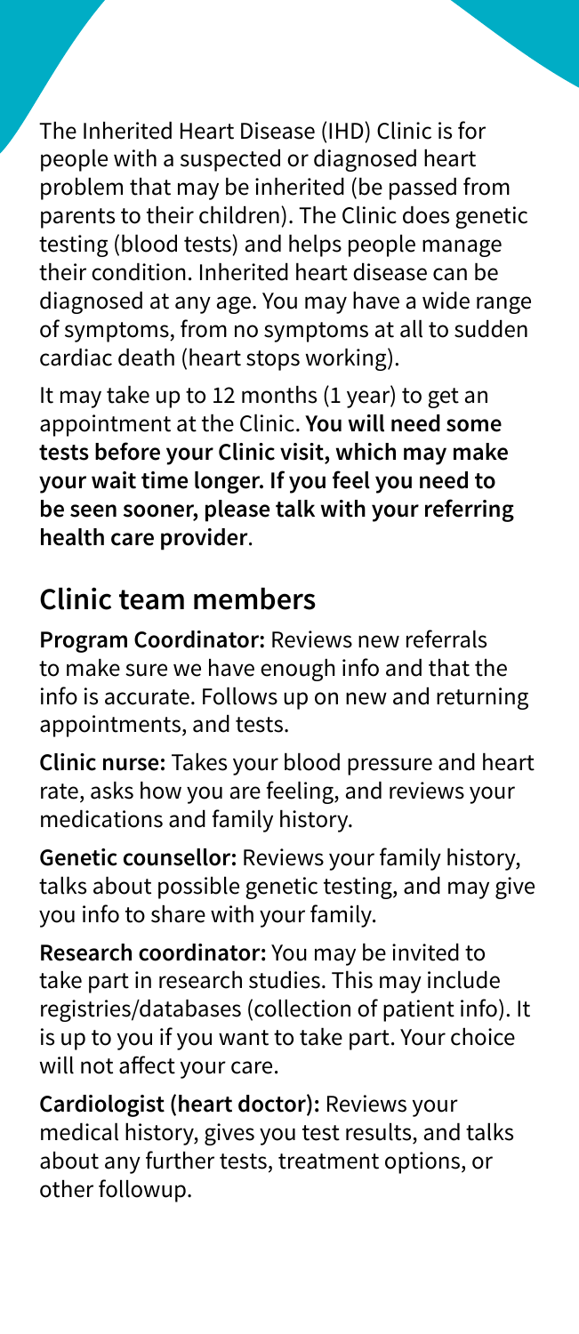The Inherited Heart Disease (IHD) Clinic is for people with a suspected or diagnosed heart problem that may be inherited (be passed from parents to their children). The Clinic does genetic testing (blood tests) and helps people manage their condition. Inherited heart disease can be diagnosed at any age. You may have a wide range of symptoms, from no symptoms at all to sudden cardiac death (heart stops working).

It may take up to 12 months (1 year) to get an appointment at the Clinic. **You will need some tests before your Clinic visit, which may make your wait time longer. If you feel you need to be seen sooner, please talk with your referring health care provider**.

## Clinic team members

**Program Coordinator:** Reviews new referrals to make sure we have enough info and that the info is accurate. Follows up on new and returning appointments, and tests.

**Clinic nurse:** Takes your blood pressure and heart rate, asks how you are feeling, and reviews your medications and family history.

**Genetic counsellor:** Reviews your family history, talks about possible genetic testing, and may give you info to share with your family.

**Research coordinator:** You may be invited to take part in research studies. This may include registries/databases (collection of patient info). It is up to you if you want to take part. Your choice will not affect your care.

**Cardiologist (heart doctor):** Reviews your medical history, gives you test results, and talks about any further tests, treatment options, or other followup.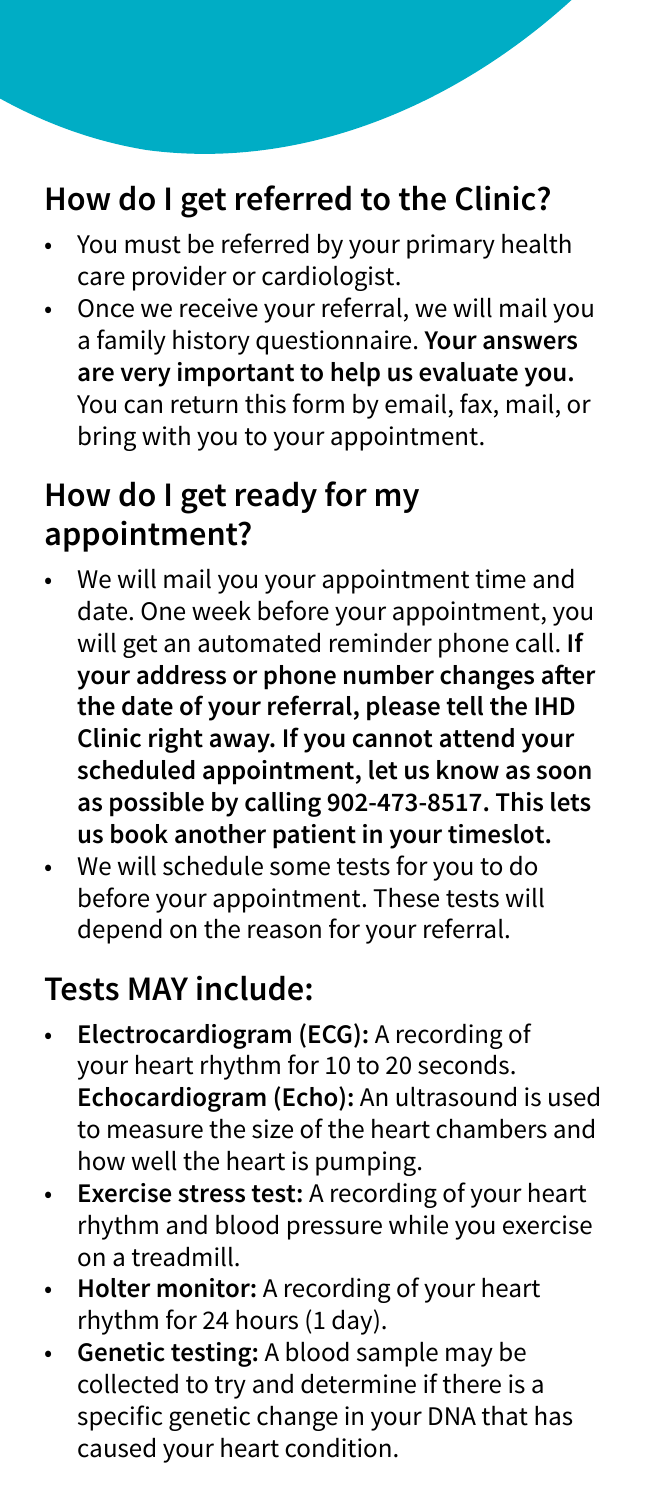## How do I get referred to the Clinic?

- You must be referred by your primary health care provider or cardiologist.
- Once we receive your referral, we will mail you a family history questionnaire. **Your answers are very important to help us evaluate you.** You can return this form by email, fax, mail, or bring with you to your appointment.

## How do I get ready for my appointment?

- We will mail you your appointment time and date. One week before your appointment, you will get an automated reminder phone call. **If your address or phone number changes after the date of your referral, please tell the IHD Clinic right away. If you cannot attend your scheduled appointment, let us know as soon as possible by calling 902-473-8517. This lets us book another patient in your timeslot.**
- We will schedule some tests for you to do before your appointment. These tests will depend on the reason for your referral.

## Tests MAY include:

- **Electrocardiogram (ECG):** A recording of your heart rhythm for 10 to 20 seconds. **Echocardiogram (Echo):** An ultrasound is used to measure the size of the heart chambers and how well the heart is pumping.
- **Exercise stress test:** A recording of your heart rhythm and blood pressure while you exercise on a treadmill.
- **Holter monitor:** A recording of your heart rhythm for 24 hours (1 day).
- **Genetic testing:** A blood sample may be collected to try and determine if there is a specific genetic change in your DNA that has caused your heart condition.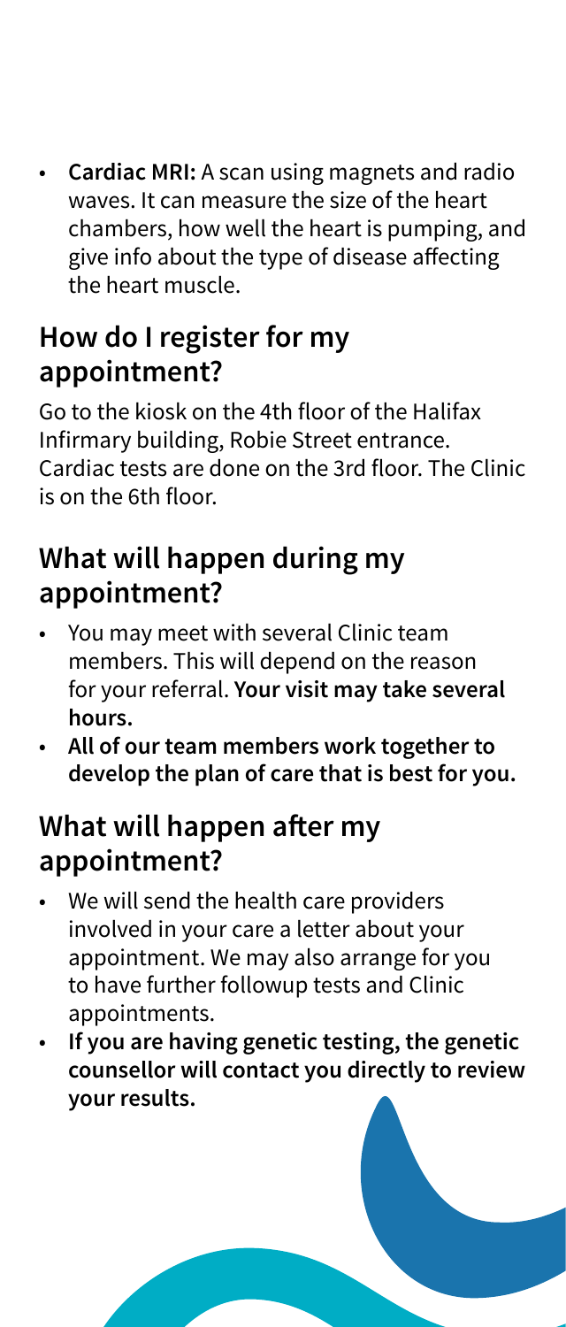- **Cardiac MRI:** A scan using magnets and radio waves. It can measure the size of the heart chambers, how well the heart is pumping, and give info about the type of disease affecting the heart muscle.

## How do I register for my appointment?

Go to the kiosk on the 4th floor of the Halifax Infirmary building, Robie Street entrance. Cardiac tests are done on the 3rd floor. The Clinic is on the 6th floor.

## What will happen during my appointment?

- You may meet with several Clinic team members. This will depend on the reason for your referral. **Your visit may take several hours.**
- **All of our team members work together to develop the plan of care that is best for you.**

## What will happen after my appointment?

- We will send the health care providers involved in your care a letter about your appointment. We may also arrange for you to have further followup tests and Clinic appointments.
- **If you are having genetic testing, the genetic counsellor will contact you directly to review your results.**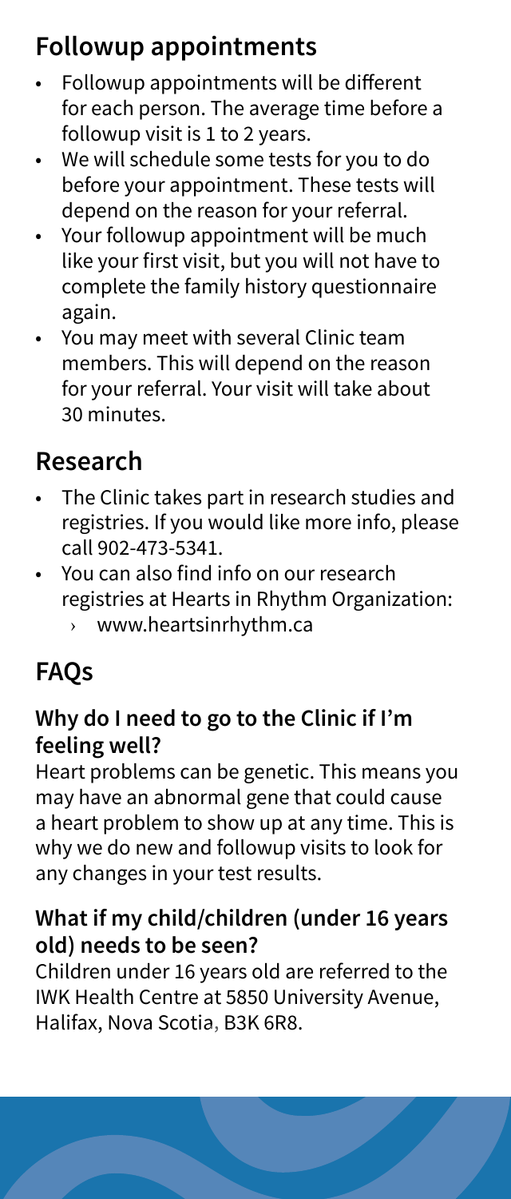## Followup appointments

- Followup appointments will be different for each person. The average time before a followup visit is 1 to 2 years.
- We will schedule some tests for you to do before your appointment. These tests will depend on the reason for your referral.
- Your followup appointment will be much like your first visit, but you will not have to complete the family history questionnaire again.
- You may meet with several Clinic team members. This will depend on the reason for your referral. Your visit will take about 30 minutes.

## Research

- The Clinic takes part in research studies and registries. If you would like more info, please call 902-473-5341.
- You can also find info on our research registries at Hearts in Rhythm Organization:
  - www.heartsinrhythm.ca

## FAQs

### Why do I need to go to the Clinic if I'm feeling well?

Heart problems can be genetic. This means you may have an abnormal gene that could cause a heart problem to show up at any time. This is why we do new and followup visits to look for any changes in your test results.

### What if my child/children (under 16 years old) needs to be seen?

Children under 16 years old are referred to the IWK Health Centre at 5850 University Avenue, Halifax, Nova Scotia, B3K 6R8.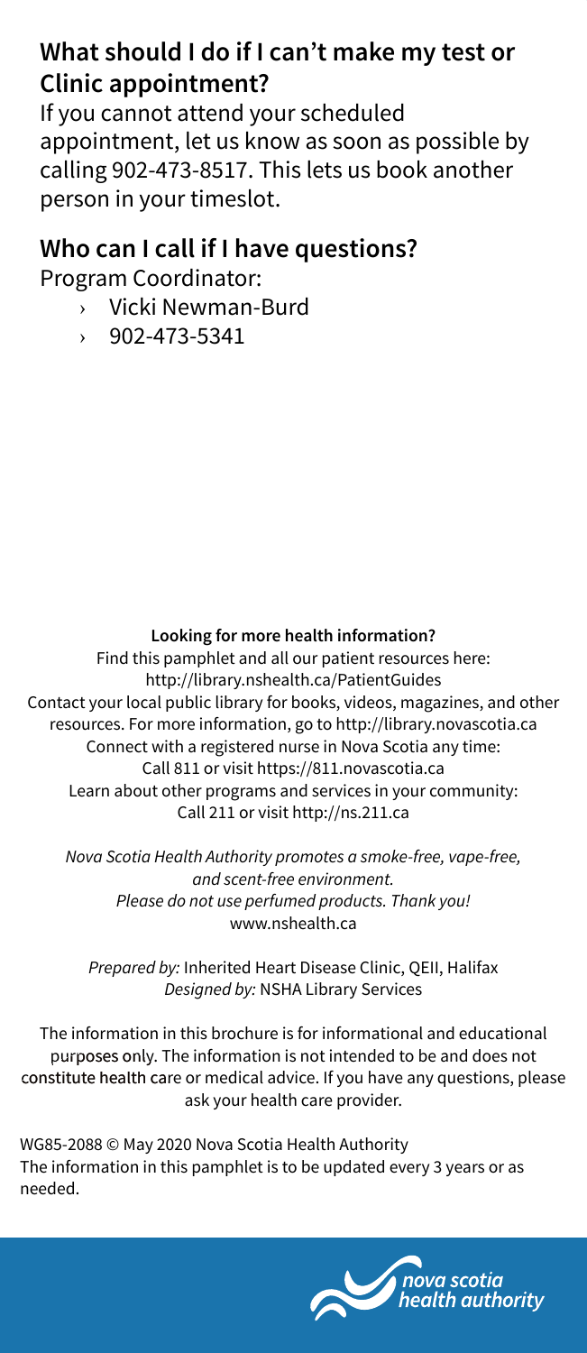## What should I do if I can't make my test or Clinic appointment?

If you cannot attend your scheduled appointment, let us know as soon as possible by calling 902-473-8517. This lets us book another person in your timeslot.

## Who can I call if I have questions?

Program Coordinator:

- Vicki Newman-Burd
- 902-473-5341

**Looking for more health information?**

Find this pamphlet and all our patient resources here: http://library.nshealth.ca/PatientGuides

Contact your local public library for books, videos, magazines, and other resources. For more information, go to http://library.novascotia.ca

Connect with a registered nurse in Nova Scotia any time: Call 811 or visit https://811.novascotia.ca

Learn about other programs and services in your community: Call 211 or visit http://ns.211.ca

*Nova Scotia Health Authority promotes a smoke-free, vape-free, and scent-free environment.*
*Please do not use perfumed products. Thank you!*
www.nshealth.ca

*Prepared by:* Inherited Heart Disease Clinic, QEII, Halifax
*Designed by:* NSHA Library Services

The information in this brochure is for informational and educational purposes only. The information is not intended to be and does not constitute health care or medical advice. If you have any questions, please ask your health care provider.

WG85-2088 © May 2020 Nova Scotia Health Authority
The information in this pamphlet is to be updated every 3 years or as needed.

nova scotia health authority